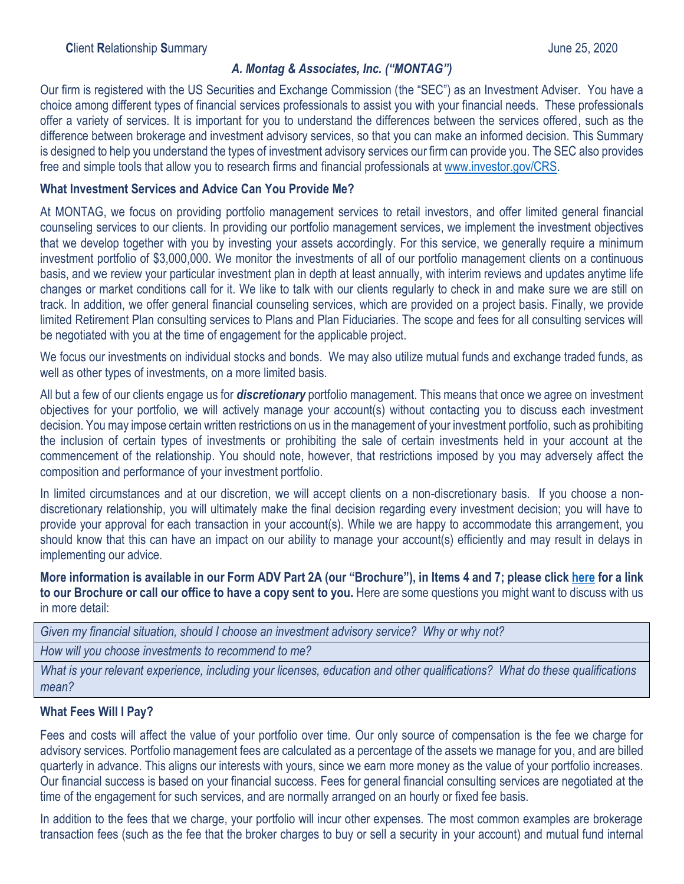**C**lient **R**elationship **S**ummary June 25, 2020

***A. Montag & Associates, Inc. ("MONTAG")***

Our firm is registered with the US Securities and Exchange Commission (the "SEC") as an Investment Adviser. You have a choice among different types of financial services professionals to assist you with your financial needs. These professionals offer a variety of services. It is important for you to understand the differences between the services offered, such as the difference between brokerage and investment advisory services, so that you can make an informed decision. This Summary is designed to help you understand the types of investment advisory services our firm can provide you. The SEC also provides free and simple tools that allow you to research firms and financial professionals at www.investor.gov/CRS.

**What Investment Services and Advice Can You Provide Me?**

At MONTAG, we focus on providing portfolio management services to retail investors, and offer limited general financial counseling services to our clients. In providing our portfolio management services, we implement the investment objectives that we develop together with you by investing your assets accordingly. For this service, we generally require a minimum investment portfolio of $3,000,000. We monitor the investments of all of our portfolio management clients on a continuous basis, and we review your particular investment plan in depth at least annually, with interim reviews and updates anytime life changes or market conditions call for it. We like to talk with our clients regularly to check in and make sure we are still on track. In addition, we offer general financial counseling services, which are provided on a project basis. Finally, we provide limited Retirement Plan consulting services to Plans and Plan Fiduciaries. The scope and fees for all consulting services will be negotiated with you at the time of engagement for the applicable project.

We focus our investments on individual stocks and bonds. We may also utilize mutual funds and exchange traded funds, as well as other types of investments, on a more limited basis.

All but a few of our clients engage us for ***discretionary*** portfolio management. This means that once we agree on investment objectives for your portfolio, we will actively manage your account(s) without contacting you to discuss each investment decision. You may impose certain written restrictions on us in the management of your investment portfolio, such as prohibiting the inclusion of certain types of investments or prohibiting the sale of certain investments held in your account at the commencement of the relationship. You should note, however, that restrictions imposed by you may adversely affect the composition and performance of your investment portfolio.

In limited circumstances and at our discretion, we will accept clients on a non-discretionary basis. If you choose a non-discretionary relationship, you will ultimately make the final decision regarding every investment decision; you will have to provide your approval for each transaction in your account(s). While we are happy to accommodate this arrangement, you should know that this can have an impact on our ability to manage your account(s) efficiently and may result in delays in implementing our advice.

**More information is available in our Form ADV Part 2A (our "Brochure"), in Items 4 and 7; please click here for a link to our Brochure or call our office to have a copy sent to you.** Here are some questions you might want to discuss with us in more detail:

| *Given my financial situation, should I choose an investment advisory service? Why or why not?* |
|---|
| *How will you choose investments to recommend to me?* |
| *What is your relevant experience, including your licenses, education and other qualifications? What do these qualifications mean?* |

**What Fees Will I Pay?**

Fees and costs will affect the value of your portfolio over time. Our only source of compensation is the fee we charge for advisory services. Portfolio management fees are calculated as a percentage of the assets we manage for you, and are billed quarterly in advance. This aligns our interests with yours, since we earn more money as the value of your portfolio increases. Our financial success is based on your financial success. Fees for general financial consulting services are negotiated at the time of the engagement for such services, and are normally arranged on an hourly or fixed fee basis.

In addition to the fees that we charge, your portfolio will incur other expenses. The most common examples are brokerage transaction fees (such as the fee that the broker charges to buy or sell a security in your account) and mutual fund internal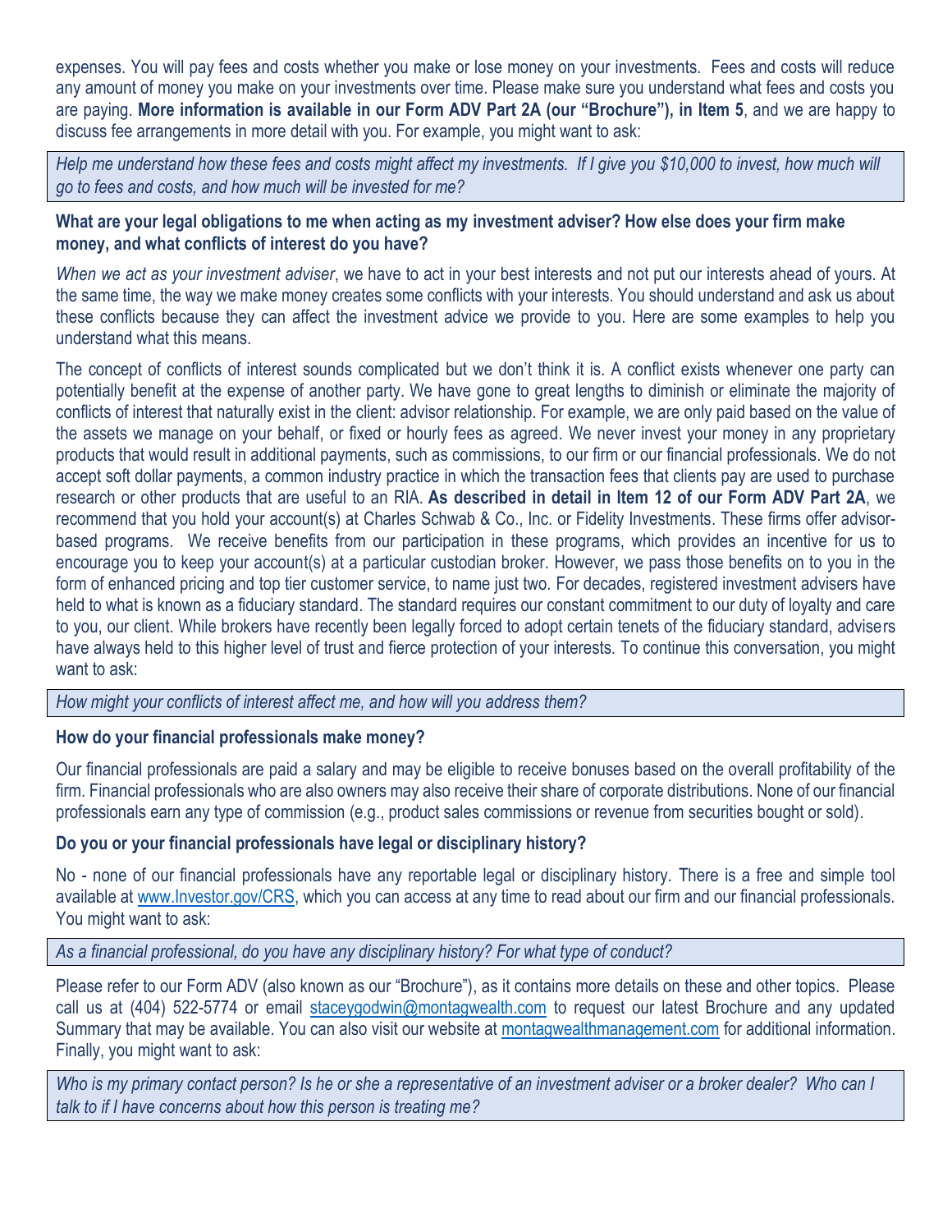expenses. You will pay fees and costs whether you make or lose money on your investments. Fees and costs will reduce any amount of money you make on your investments over time. Please make sure you understand what fees and costs you are paying. **More information is available in our Form ADV Part 2A (our "Brochure"), in Item 5**, and we are happy to discuss fee arrangements in more detail with you. For example, you might want to ask:

*Help me understand how these fees and costs might affect my investments. If I give you $10,000 to invest, how much will go to fees and costs, and how much will be invested for me?*

**What are your legal obligations to me when acting as my investment adviser? How else does your firm make money, and what conflicts of interest do you have?**

*When we act as your investment adviser*, we have to act in your best interests and not put our interests ahead of yours. At the same time, the way we make money creates some conflicts with your interests. You should understand and ask us about these conflicts because they can affect the investment advice we provide to you. Here are some examples to help you understand what this means.

The concept of conflicts of interest sounds complicated but we don't think it is. A conflict exists whenever one party can potentially benefit at the expense of another party. We have gone to great lengths to diminish or eliminate the majority of conflicts of interest that naturally exist in the client: advisor relationship. For example, we are only paid based on the value of the assets we manage on your behalf, or fixed or hourly fees as agreed. We never invest your money in any proprietary products that would result in additional payments, such as commissions, to our firm or our financial professionals. We do not accept soft dollar payments, a common industry practice in which the transaction fees that clients pay are used to purchase research or other products that are useful to an RIA. **As described in detail in Item 12 of our Form ADV Part 2A**, we recommend that you hold your account(s) at Charles Schwab & Co., Inc. or Fidelity Investments. These firms offer advisor-based programs. We receive benefits from our participation in these programs, which provides an incentive for us to encourage you to keep your account(s) at a particular custodian broker. However, we pass those benefits on to you in the form of enhanced pricing and top tier customer service, to name just two. For decades, registered investment advisers have held to what is known as a fiduciary standard. The standard requires our constant commitment to our duty of loyalty and care to you, our client. While brokers have recently been legally forced to adopt certain tenets of the fiduciary standard, advisers have always held to this higher level of trust and fierce protection of your interests. To continue this conversation, you might want to ask:

*How might your conflicts of interest affect me, and how will you address them?*

**How do your financial professionals make money?**

Our financial professionals are paid a salary and may be eligible to receive bonuses based on the overall profitability of the firm. Financial professionals who are also owners may also receive their share of corporate distributions. None of our financial professionals earn any type of commission (e.g., product sales commissions or revenue from securities bought or sold).

**Do you or your financial professionals have legal or disciplinary history?**

No - none of our financial professionals have any reportable legal or disciplinary history. There is a free and simple tool available at www.Investor.gov/CRS, which you can access at any time to read about our firm and our financial professionals. You might want to ask:

*As a financial professional, do you have any disciplinary history? For what type of conduct?*

Please refer to our Form ADV (also known as our "Brochure"), as it contains more details on these and other topics. Please call us at (404) 522-5774 or email staceygodwin@montagwealth.com to request our latest Brochure and any updated Summary that may be available. You can also visit our website at montagwealthmanagement.com for additional information. Finally, you might want to ask:

*Who is my primary contact person? Is he or she a representative of an investment adviser or a broker dealer? Who can I talk to if I have concerns about how this person is treating me?*